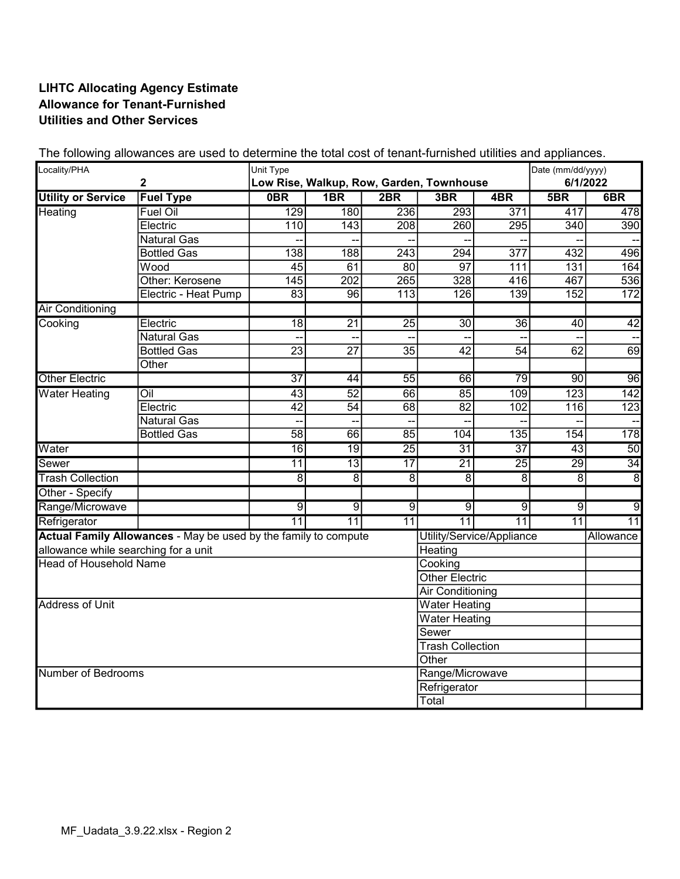**LIHTC Allocating Agency Estimate**
**Allowance for Tenant-Furnished**
**Utilities and Other Services**

The following allowances are used to determine the total cost of tenant-furnished utilities and appliances.

| Locality/PHA | | Unit Type | | | | | Date (mm/dd/yyyy) | |
|---|---|---|---|---|---|---|---|---|
| 2 | | Low Rise, Walkup, Row, Garden, Townhouse | | | | | 6/1/2022 | |
| **Utility or Service** | **Fuel Type** | **0BR** | **1BR** | **2BR** | **3BR** | **4BR** | **5BR** | **6BR** |
| Heating | Fuel Oil | 129 | 180 | 236 | 293 | 371 | 417 | 478 |
| | Electric | 110 | 143 | 208 | 260 | 295 | 340 | 390 |
| | Natural Gas | -- | -- | -- | -- | -- | -- | -- |
| | Bottled Gas | 138 | 188 | 243 | 294 | 377 | 432 | 496 |
| | Wood | 45 | 61 | 80 | 97 | 111 | 131 | 164 |
| | Other: Kerosene | 145 | 202 | 265 | 328 | 416 | 467 | 536 |
| | Electric - Heat Pump | 83 | 96 | 113 | 126 | 139 | 152 | 172 |
| Air Conditioning | | | | | | | | |
| Cooking | Electric | 18 | 21 | 25 | 30 | 36 | 40 | 42 |
| | Natural Gas | -- | -- | -- | -- | -- | -- | -- |
| | Bottled Gas | 23 | 27 | 35 | 42 | 54 | 62 | 69 |
| | Other | | | | | | | |
| Other Electric | | 37 | 44 | 55 | 66 | 79 | 90 | 96 |
| Water Heating | Oil | 43 | 52 | 66 | 85 | 109 | 123 | 142 |
| | Electric | 42 | 54 | 68 | 82 | 102 | 116 | 123 |
| | Natural Gas | -- | -- | -- | -- | -- | -- | -- |
| | Bottled Gas | 58 | 66 | 85 | 104 | 135 | 154 | 178 |
| Water | | 16 | 19 | 25 | 31 | 37 | 43 | 50 |
| Sewer | | 11 | 13 | 17 | 21 | 25 | 29 | 34 |
| Trash Collection | | 8 | 8 | 8 | 8 | 8 | 8 | 8 |
| Other - Specify | | | | | | | | |
| Range/Microwave | | 9 | 9 | 9 | 9 | 9 | 9 | 9 |
| Refrigerator | | 11 | 11 | 11 | 11 | 11 | 11 | 11 |

| **Actual Family Allowances** - May be used by the family to compute allowance while searching for a unit | Utility/Service/Appliance | Allowance |
|---|---|---|
| Head of Household Name | Heating | |
| | Cooking | |
| | Other Electric | |
| | Air Conditioning | |
| Address of Unit | Water Heating | |
| | Water Heating | |
| | Sewer | |
| | Trash Collection | |
| | Other | |
| Number of Bedrooms | Range/Microwave | |
| | Refrigerator | |
| | Total | |

MF_Uadata_3.9.22.xlsx - Region 2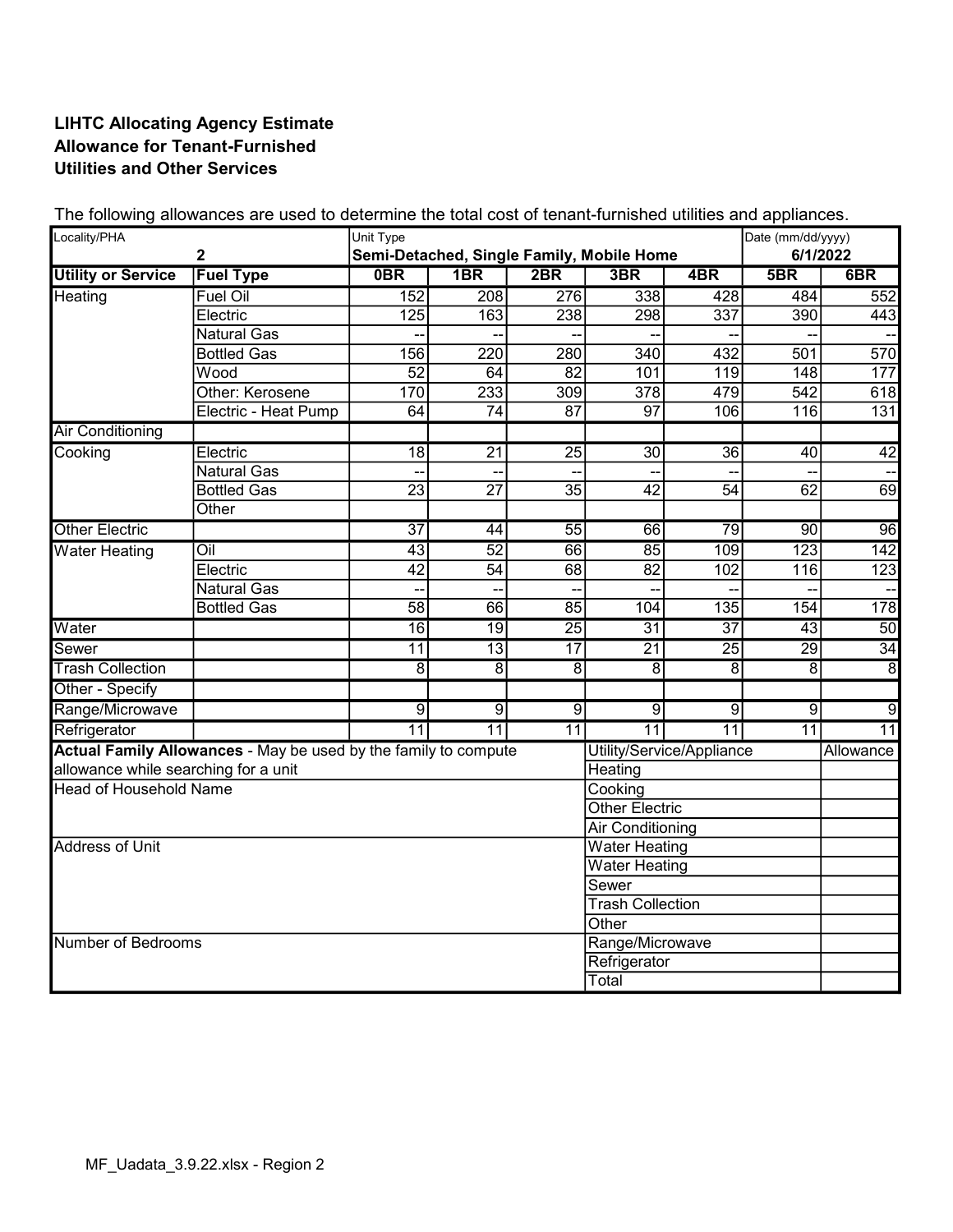**LIHTC Allocating Agency Estimate**
**Allowance for Tenant-Furnished**
**Utilities and Other Services**

The following allowances are used to determine the total cost of tenant-furnished utilities and appliances.

| Locality/PHA | | Unit Type | | | | | Date (mm/dd/yyyy) | |
|---|---|---|---|---|---|---|---|---|
| **2** | | **Semi-Detached, Single Family, Mobile Home** | | | | | **6/1/2022** | |
| **Utility or Service** | **Fuel Type** | **0BR** | **1BR** | **2BR** | **3BR** | **4BR** | **5BR** | **6BR** |
| Heating | Fuel Oil | 152 | 208 | 276 | 338 | 428 | 484 | 552 |
| | Electric | 125 | 163 | 238 | 298 | 337 | 390 | 443 |
| | Natural Gas | -- | -- | -- | -- | -- | -- | -- |
| | Bottled Gas | 156 | 220 | 280 | 340 | 432 | 501 | 570 |
| | Wood | 52 | 64 | 82 | 101 | 119 | 148 | 177 |
| | Other: Kerosene | 170 | 233 | 309 | 378 | 479 | 542 | 618 |
| | Electric - Heat Pump | 64 | 74 | 87 | 97 | 106 | 116 | 131 |
| Air Conditioning | | | | | | | | |
| Cooking | Electric | 18 | 21 | 25 | 30 | 36 | 40 | 42 |
| | Natural Gas | -- | -- | -- | -- | -- | -- | -- |
| | Bottled Gas | 23 | 27 | 35 | 42 | 54 | 62 | 69 |
| | Other | | | | | | | |
| Other Electric | | 37 | 44 | 55 | 66 | 79 | 90 | 96 |
| Water Heating | Oil | 43 | 52 | 66 | 85 | 109 | 123 | 142 |
| | Electric | 42 | 54 | 68 | 82 | 102 | 116 | 123 |
| | Natural Gas | -- | -- | -- | -- | -- | -- | -- |
| | Bottled Gas | 58 | 66 | 85 | 104 | 135 | 154 | 178 |
| Water | | 16 | 19 | 25 | 31 | 37 | 43 | 50 |
| Sewer | | 11 | 13 | 17 | 21 | 25 | 29 | 34 |
| Trash Collection | | 8 | 8 | 8 | 8 | 8 | 8 | 8 |
| Other - Specify | | | | | | | | |
| Range/Microwave | | 9 | 9 | 9 | 9 | 9 | 9 | 9 |
| Refrigerator | | 11 | 11 | 11 | 11 | 11 | 11 | 11 |

| **Actual Family Allowances** - May be used by the family to compute allowance while searching for a unit | Utility/Service/Appliance | Allowance |
|---|---|---|
| Head of Household Name | Heating | |
| | Cooking | |
| | Other Electric | |
| | Air Conditioning | |
| Address of Unit | Water Heating | |
| | Water Heating | |
| | Sewer | |
| | Trash Collection | |
| | Other | |
| Number of Bedrooms | Range/Microwave | |
| | Refrigerator | |
| | Total | |

MF_Uadata_3.9.22.xlsx - Region 2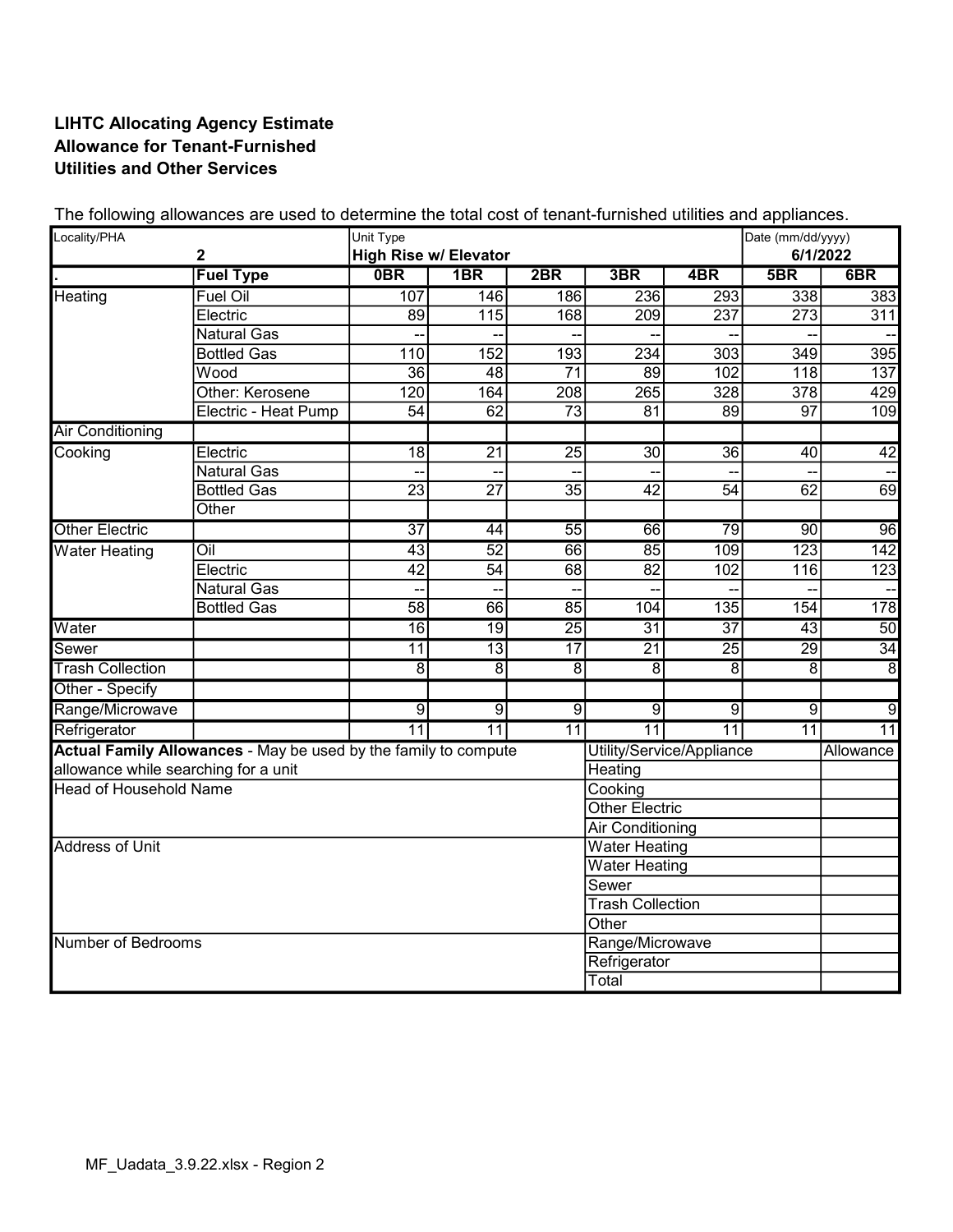**LIHTC Allocating Agency Estimate**
**Allowance for Tenant-Furnished**
**Utilities and Other Services**

The following allowances are used to determine the total cost of tenant-furnished utilities and appliances.

| Locality/PHA | | Unit Type | | | | | Date (mm/dd/yyyy) | |
|---|---|---|---|---|---|---|---|---|
| 2 | | **High Rise w/ Elevator** | | | | | **6/1/2022** | |
| . | **Fuel Type** | **0BR** | **1BR** | **2BR** | **3BR** | **4BR** | **5BR** | **6BR** |
| Heating | Fuel Oil | 107 | 146 | 186 | 236 | 293 | 338 | 383 |
| | Electric | 89 | 115 | 168 | 209 | 237 | 273 | 311 |
| | Natural Gas | -- | -- | -- | -- | -- | -- | -- |
| | Bottled Gas | 110 | 152 | 193 | 234 | 303 | 349 | 395 |
| | Wood | 36 | 48 | 71 | 89 | 102 | 118 | 137 |
| | Other: Kerosene | 120 | 164 | 208 | 265 | 328 | 378 | 429 |
| | Electric - Heat Pump | 54 | 62 | 73 | 81 | 89 | 97 | 109 |
| Air Conditioning | | | | | | | | |
| Cooking | Electric | 18 | 21 | 25 | 30 | 36 | 40 | 42 |
| | Natural Gas | -- | -- | -- | -- | -- | -- | -- |
| | Bottled Gas | 23 | 27 | 35 | 42 | 54 | 62 | 69 |
| | Other | | | | | | | |
| Other Electric | | 37 | 44 | 55 | 66 | 79 | 90 | 96 |
| Water Heating | Oil | 43 | 52 | 66 | 85 | 109 | 123 | 142 |
| | Electric | 42 | 54 | 68 | 82 | 102 | 116 | 123 |
| | Natural Gas | -- | -- | -- | -- | -- | -- | -- |
| | Bottled Gas | 58 | 66 | 85 | 104 | 135 | 154 | 178 |
| Water | | 16 | 19 | 25 | 31 | 37 | 43 | 50 |
| Sewer | | 11 | 13 | 17 | 21 | 25 | 29 | 34 |
| Trash Collection | | 8 | 8 | 8 | 8 | 8 | 8 | 8 |
| Other - Specify | | | | | | | | |
| Range/Microwave | | 9 | 9 | 9 | 9 | 9 | 9 | 9 |
| Refrigerator | | 11 | 11 | 11 | 11 | 11 | 11 | 11 |

| | | |
|---|---|---|
| **Actual Family Allowances** - May be used by the family to compute allowance while searching for a unit | Utility/Service/Appliance | Allowance |
| | Heating | |
| Head of Household Name | Cooking | |
| | Other Electric | |
| | Air Conditioning | |
| Address of Unit | Water Heating | |
| | Water Heating | |
| | Sewer | |
| | Trash Collection | |
| | Other | |
| Number of Bedrooms | Range/Microwave | |
| | Refrigerator | |
| | Total | |

MF_Uadata_3.9.22.xlsx - Region 2